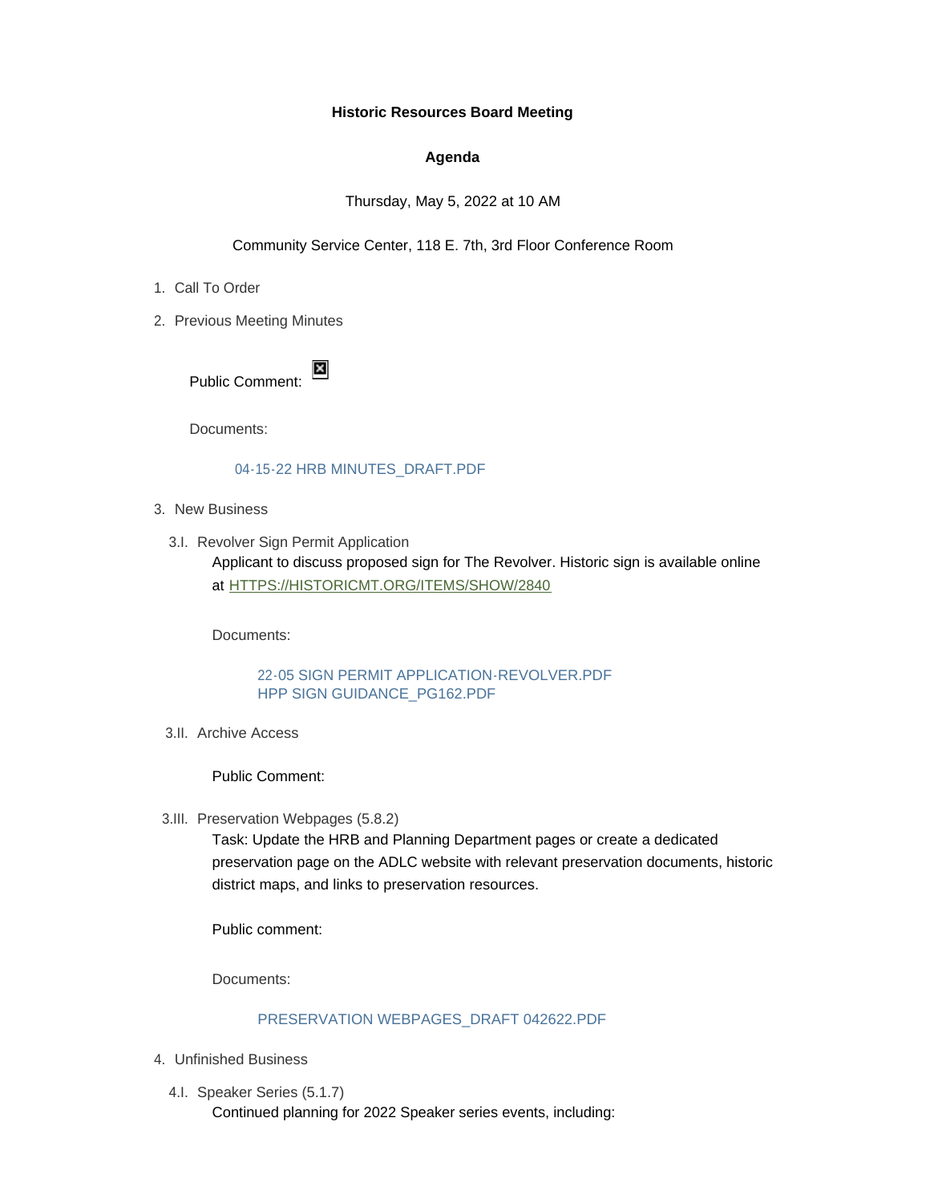**Historic Resources Board Meeting**

**Agenda**

Thursday, May 5, 2022 at 10 AM

Community Service Center, 118 E. 7th, 3rd Floor Conference Room

1. Call To Order
2. Previous Meeting Minutes

   Public Comment:

   Documents:

   04-15-22 HRB MINUTES_DRAFT.PDF

3. New Business

   3.I. Revolver Sign Permit Application

   Applicant to discuss proposed sign for The Revolver. Historic sign is available online at HTTPS://HISTORICMT.ORG/ITEMS/SHOW/2840

   Documents:

   22-05 SIGN PERMIT APPLICATION-REVOLVER.PDF
   HPP SIGN GUIDANCE_PG162.PDF

   3.II. Archive Access

   Public Comment:

   3.III. Preservation Webpages (5.8.2)

   Task: Update the HRB and Planning Department pages or create a dedicated preservation page on the ADLC website with relevant preservation documents, historic district maps, and links to preservation resources.

   Public comment:

   Documents:

   PRESERVATION WEBPAGES_DRAFT 042622.PDF

4. Unfinished Business

   4.I. Speaker Series (5.1.7)

   Continued planning for 2022 Speaker series events, including: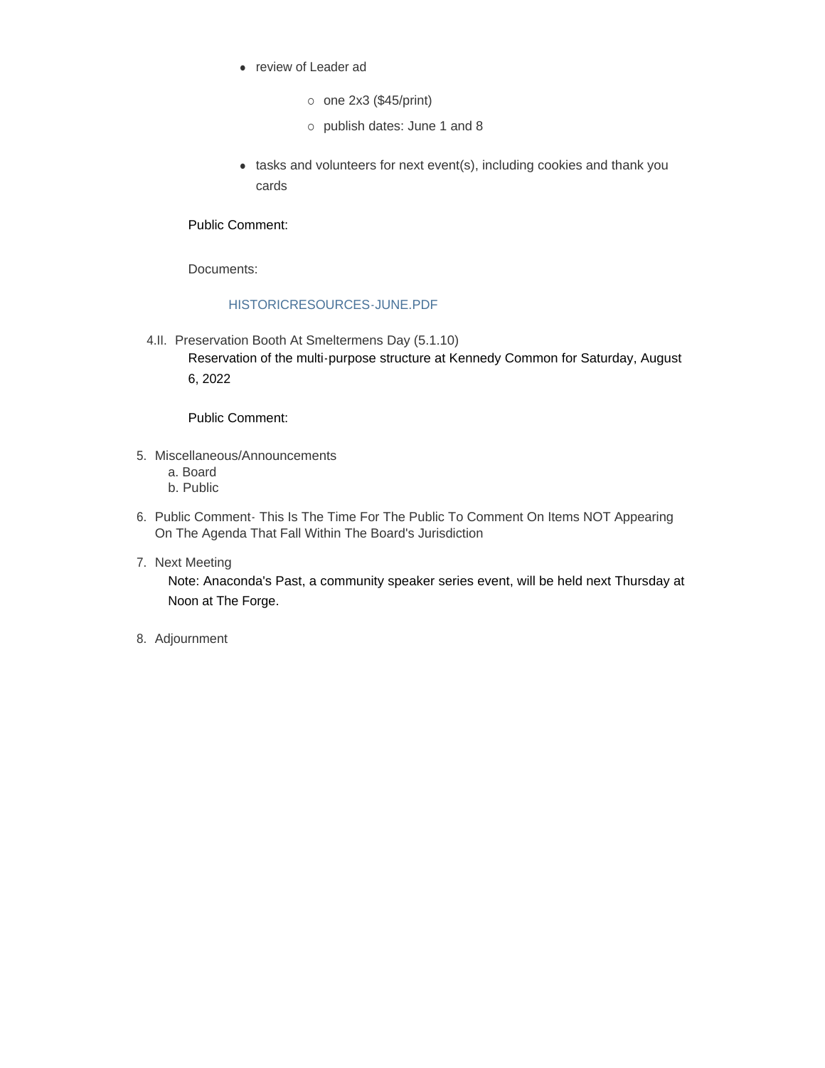- review of Leader ad
    - one 2x3 ($45/print)
    - publish dates: June 1 and 8
- tasks and volunteers for next event(s), including cookies and thank you cards

Public Comment:

Documents:

HISTORICRESOURCES-JUNE.PDF

4.II. Preservation Booth At Smeltermens Day (5.1.10)

Reservation of the multi-purpose structure at Kennedy Common for Saturday, August 6, 2022

Public Comment:

5. Miscellaneous/Announcements
    a. Board
    b. Public

6. Public Comment- This Is The Time For The Public To Comment On Items NOT Appearing On The Agenda That Fall Within The Board's Jurisdiction

7. Next Meeting

    Note: Anaconda's Past, a community speaker series event, will be held next Thursday at Noon at The Forge.

8. Adjournment